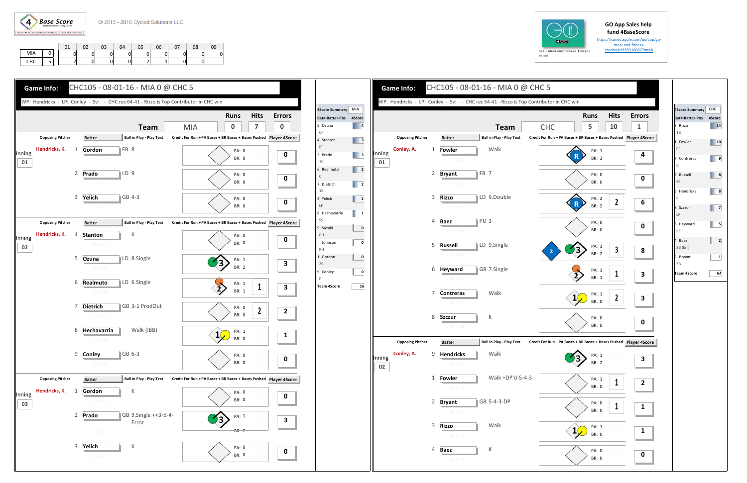**4 Base Score** — © 2013 - 2016 Cycled Solutions LLC

| | | 01 | 02 | 03 | 04 | 05 | 06 | 07 | 08 | 09 |
|---|---|---|---|---|---|---|---|---|---|---|
| MIA | 0 | 0 | 0 | 0 | 0 | 0 | 0 | 0 | 0 | 0 |
| CHC | 5 | 2 | 0 | 0 | 0 | 2 | 1 | 0 | 0 | |

GO App Sales help fund 4BaseScore
https://itunes.apple.com/us/app/go-meal-and-fitness-tracker/id785910082?mt=8

## Game Info: CHC105 - 08-01-16 - MIA 0 @ CHC 5

WP: Hendricks - LP: Conley - Sv: - CHC rec 64-41 - Rizzo is Top Contributor in CHC win

| Team | Runs | Hits | Errors |
|---|---|---|---|
| MIA | 0 | 7 | 0 |

| Inning | Opposing Pitcher | # | Batter | Ball in Play - Play Text | PA | BR | Credit For Run | Player 4Score |
|---|---|---|---|---|---|---|---|---|
| 01 | Hendricks, K. | 1 | Gordon | FB 8 | 0 | 0 | | 0 |
| | | 2 | Prado | LD 9 | 0 | 0 | | 0 |
| | | 3 | Yelich | GB 4-3 | 0 | 0 | | 0 |
| 02 | Hendricks, K. | 4 | Stanton | K | 0 | 0 | | 0 |
| | | 5 | Ozuna | LD 8.Single | 1 | 2 | | 3 |
| | | 6 | Realmuto | LD 6.Single | 1 | 1 | 1 | 3 |
| | | 7 | Dietrich | GB 3-1 ProdOut | 0 | 0 | 2 | 2 |
| | | 8 | Hechavarria | Walk (IBB) | 1 | 0 | | 1 |
| | | 9 | Conley | GB 6-3 | 0 | 0 | | 0 |
| 03 | Hendricks, K. | 1 | Gordon | K | 0 | 0 | | 0 |
| | | 2 | Prado | GB 9.Single ++3rd-4-Error | 1 | 2 | | 3 |
| | | 3 | Yelich | K | 0 | 0 | | 0 |

| 4Score Summary | MIA |
|---|---|
| **Bat#-Batter-Pos** | **4Score** |
| 5 Ozuna CF | 4 |
| 4 Stanton RF | 3 |
| 2 Prado 3B | 3 |
| 6 Realmuto C | 2 |
| 7 Dietrich 1B | 2 |
| 3 Yelich LF | 1 |
| 8 Hechavarria SS | 1 |
| 9 Suzuki PH | 0 |
| Johnson PH | 0 |
| 1 Gordon 2B | 0 |
| 9 Conley P | 0 |
| Team 4Score | 16 |

## Game Info: CHC105 - 08-01-16 - MIA 0 @ CHC 5

WP: Hendricks - LP: Conley - Sv: - CHC rec 64-41 - Rizzo is Top Contributor in CHC win

| Team | Runs | Hits | Errors |
|---|---|---|---|
| CHC | 5 | 10 | 1 |

| Inning | Opposing Pitcher | # | Batter | Ball in Play - Play Text | PA | BR | Credit For Run | Player 4Score |
|---|---|---|---|---|---|---|---|---|
| 01 | Conley, A. | 1 | Fowler | Walk | 1 | 3 | | 4 |
| | | 2 | Bryant | FB 7 | 0 | 0 | | 0 |
| | | 3 | Rizzo | LD 9.Double | 2 | 2 | 2 | 6 |
| | | 4 | Baez | PU 3 | 0 | 0 | | 0 |
| | | 5 | Russell | LD 9.Single | 1 | 2 | 3 | 8 |
| | | 6 | Heyward | GB 7.Single | 1 | 1 | 1 | 3 |
| | | 7 | Contreras | Walk | 1 | 0 | 2 | 3 |
| | | 8 | Szczur | K | 0 | 0 | | 0 |
| 02 | Conley, A. | 9 | Hendricks | Walk | 1 | 2 | | 3 |
| | | 1 | Fowler | Walk +DP'd-5-4-3 | 1 | 0 | 1 | 2 |
| | | 2 | Bryant | GB 5-4-3-DP | 0 | 0 | 1 | 1 |
| | | 3 | Rizzo | Walk | 1 | 0 | | 1 |
| | | 4 | Baez | K | 0 | 0 | | 0 |

| 4Score Summary | CHC |
|---|---|
| **Bat#-Batter-Pos** | **4Score** |
| 3 Rizzo 1B | 14 |
| 1 Fowler CF | 10 |
| 7 Contreras C | 9 |
| 5 Russell SS | 8 |
| 9 Hendricks P | 8 |
| 8 Szczur LF | 7 |
| 6 Heyward RF | 5 |
| 4 Baez 2B (Err) | 2 |
| 2 Bryant 3B | 1 |
| Team 4Score | 64 |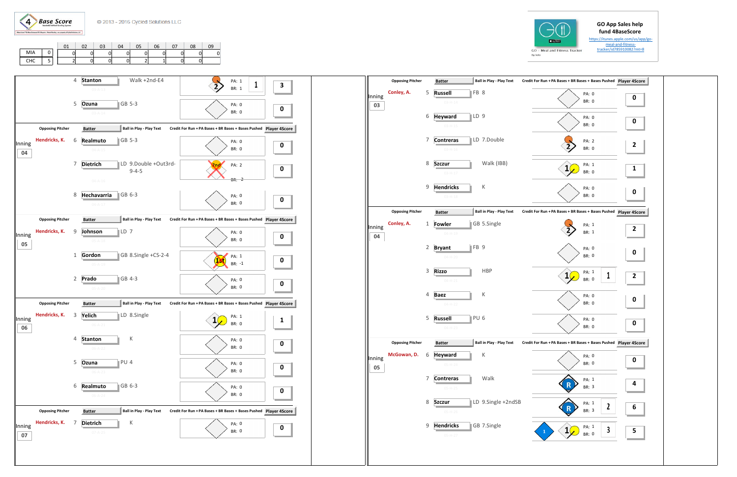**4 Base Score**

© 2013 - 2016 Cycled Solutions LLC

| | | 01 | 02 | 03 | 04 | 05 | 06 | 07 | 08 | 09 |
|---|---|---|---|---|---|---|---|---|---|---|
| MIA | 0 | 0 | 0 | 0 | 0 | 0 | 0 | 0 | 0 | 0 |
| CHC | 5 | 2 | 0 | 0 | 0 | 2 | 1 | 0 | 0 | |

**GO App Sales help fund 4BaseScore**

https://itunes.apple.com/us/app/go-meal-and-fitness-tracker/id785910082?mt=8

GO - Meal and Fitness Tracker

## MIA

| Inning | Opposing Pitcher | # | Batter | Ball in Play - Play Text | Credit For Run + PA Bases + BR Bases + Bases Pushed | Player 4Score |
|---|---|---|---|---|---|---|
| | | 4 | Stanton | Walk +2nd-E4 | PA: 1 BR: 1 (1) | 3 |
| | | 5 | Ozuna | GB 5-3 | PA: 0 BR: 0 | 0 |
| 04 | Hendricks, K. | 6 | Realmuto | GB 5-3 | PA: 0 BR: 0 | 0 |
| | | 7 | Dietrich | LD 9.Double +Out3rd-9-4-5 | PA: 2 BR: -2 | 0 |
| | | 8 | Hechavarria | GB 6-3 | PA: 0 BR: 0 | 0 |
| 05 | Hendricks, K. | 9 | Johnson | LD 7 | PA: 0 BR: 0 | 0 |
| | | 1 | Gordon | GB 8.Single +CS-2-4 | PA: 1 BR: -1 | 0 |
| | | 2 | Prado | GB 4-3 | PA: 0 BR: 0 | 0 |
| 06 | Hendricks, K. | 3 | Yelich | LD 8.Single | PA: 1 BR: 0 | 1 |
| | | 4 | Stanton | K | PA: 0 BR: 0 | 0 |
| | | 5 | Ozuna | PU 4 | PA: 0 BR: 0 | 0 |
| | | 6 | Realmuto | GB 6-3 | PA: 0 BR: 0 | 0 |
| 07 | Hendricks, K. | 7 | Dietrich | K | PA: 0 BR: 0 | 0 |

## CHC

| Inning | Opposing Pitcher | # | Batter | Ball in Play - Play Text | Credit For Run + PA Bases + BR Bases + Bases Pushed | Player 4Score |
|---|---|---|---|---|---|---|
| 03 | Conley, A. | 5 | Russell | FB 8 | PA: 0 BR: 0 | 0 |
| | | 6 | Heyward | LD 9 | PA: 0 BR: 0 | 0 |
| | | 7 | Contreras | LD 7.Double | PA: 2 BR: 0 | 2 |
| | | 8 | Szczur | Walk (IBB) | PA: 1 BR: 0 | 1 |
| | | 9 | Hendricks | K | PA: 0 BR: 0 | 0 |
| 04 | Conley, A. | 1 | Fowler | GB 5.Single | PA: 1 BR: 1 | 2 |
| | | 2 | Bryant | FB 9 | PA: 0 BR: 0 | 0 |
| | | 3 | Rizzo | HBP | PA: 1 BR: 0 (1) | 2 |
| | | 4 | Baez | K | PA: 0 BR: 0 | 0 |
| | | 5 | Russell | PU 6 | PA: 0 BR: 0 | 0 |
| 05 | McGowan, D. | 6 | Heyward | K | PA: 0 BR: 0 | 0 |
| | | 7 | Contreras | Walk | R PA: 1 BR: 3 | 4 |
| | | 8 | Szczur | LD 9.Single +2ndSB | R PA: 1 BR: 3 (2) | 6 |
| | | 9 | Hendricks | GB 7.Single | 1 PA: 1 BR: 0 (3) | 5 |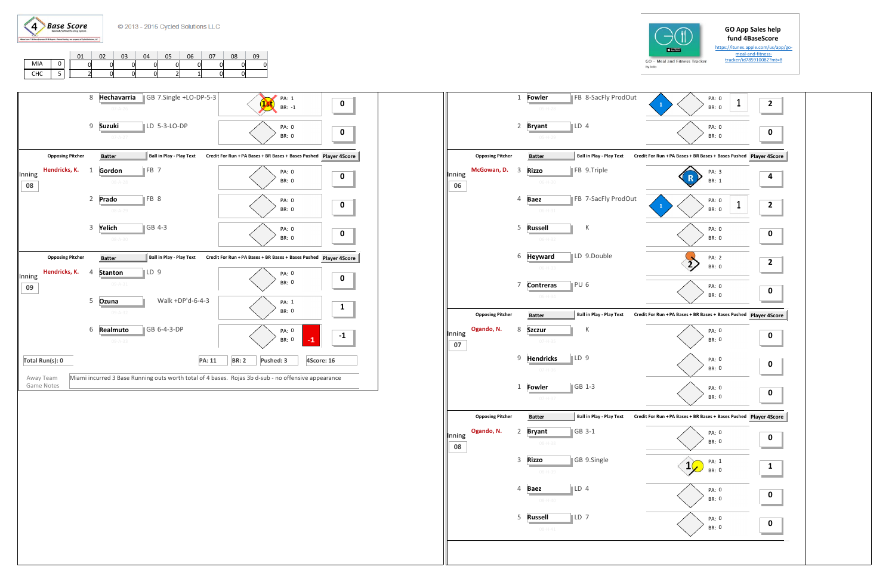4 Base Score

© 2013 - 2016 Cycled Solutions LLC

| | | 01 | 02 | 03 | 04 | 05 | 06 | 07 | 08 | 09 |
|---|---|---|---|---|---|---|---|---|---|---|
| MIA | 0 | 0 | 0 | 0 | 0 | 0 | 0 | 0 | 0 | 0 |
| CHC | 5 | 2 | 0 | 0 | 0 | 2 | 1 | 0 | 0 | |

GO App Sales help fund 4BaseScore
https://itunes.apple.com/us/app/go-meal-and-fitness-tracker/id785910082?mt=8

GO - Meal and Fitness Tracker

| Inning | Opposing Pitcher | # | Batter | Ball in Play - Play Text | PA | BR | Player 4Score |
|---|---|---|---|---|---|---|---|
| | | 8 | Hechavarria | GB 7.Single +LO-DP-5-3 | 1 | -1 | 0 |
| | | 9 | Suzuki | LD 5-3-LO-DP | 0 | 0 | 0 |
| 08 | Hendricks, K. | 1 | Gordon | FB 7 | 0 | 0 | 0 |
| | | 2 | Prado | FB 8 | 0 | 0 | 0 |
| | | 3 | Yelich | GB 4-3 | 0 | 0 | 0 |
| 09 | Hendricks, K. | 4 | Stanton | LD 9 | 0 | 0 | 0 |
| | | 5 | Ozuna | Walk +DP'd-6-4-3 | 1 | 0 | 1 |
| | | 6 | Realmuto | GB 6-4-3-DP | 0 | 0 | -1 |

Total Run(s): 0 | PA: 11 | BR: 2 | Pushed: 3 | 4Score: 16

Away Team Game Notes: Miami incurred 3 Base Running outs worth total of 4 bases. Rojas 3b d-sub - no offensive appearance

| Inning | Opposing Pitcher | # | Batter | Ball in Play - Play Text | PA | BR | Bases Pushed | Player 4Score |
|---|---|---|---|---|---|---|---|---|
| | | 1 | Fowler | FB 8-SacFly ProdOut | 0 | 0 | 1 | 2 |
| | | 2 | Bryant | LD 4 | 0 | 0 | | 0 |
| 06 | McGowan, D. | 3 | Rizzo | FB 9.Triple | 3 | 1 | | 4 |
| | | 4 | Baez | FB 7-SacFly ProdOut | 0 | 0 | 1 | 2 |
| | | 5 | Russell | K | 0 | 0 | | 0 |
| | | 6 | Heyward | LD 9.Double | 2 | 0 | | 2 |
| | | 7 | Contreras | PU 6 | 0 | 0 | | 0 |
| 07 | Ogando, N. | 8 | Szczur | K | 0 | 0 | | 0 |
| | | 9 | Hendricks | LD 9 | 0 | 0 | | 0 |
| | | 1 | Fowler | GB 1-3 | 0 | 0 | | 0 |
| 08 | Ogando, N. | 2 | Bryant | GB 3-1 | 0 | 0 | | 0 |
| | | 3 | Rizzo | GB 9.Single | 1 | 0 | | 1 |
| | | 4 | Baez | LD 4 | 0 | 0 | | 0 |
| | | 5 | Russell | LD 7 | 0 | 0 | | 0 |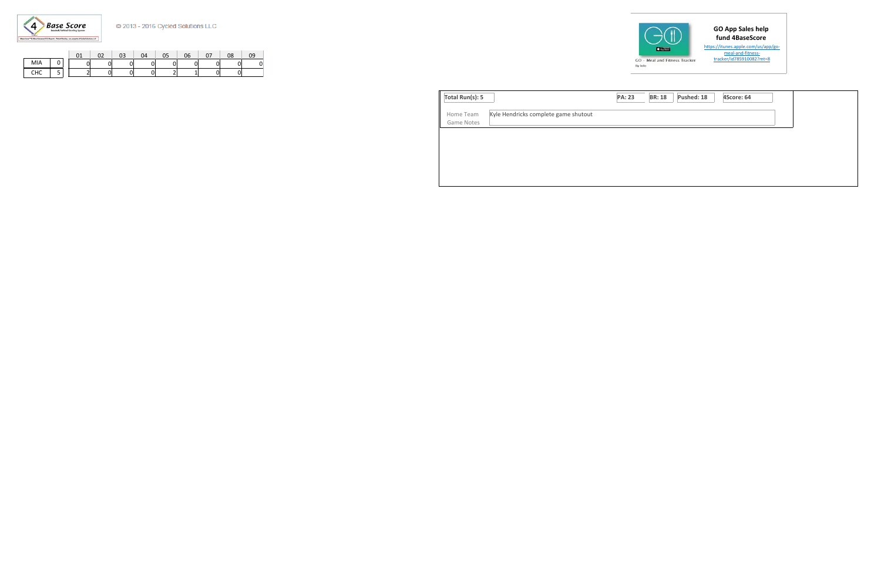© 2013 - 2016 Cycled Solutions LLC

| | | 01 | 02 | 03 | 04 | 05 | 06 | 07 | 08 | 09 |
|---|---|---|---|---|---|---|---|---|---|---|
| MIA | 0 | 0 | 0 | 0 | 0 | 0 | 0 | 0 | 0 | 0 |
| CHC | 5 | 2 | 0 | 0 | 0 | 2 | 1 | 0 | 0 | |

**GO App Sales help fund 4BaseScore**

https://itunes.apple.com/us/app/go-meal-and-fitness-tracker/id785910082?mt=8

GO – Meal and Fitness Tracker

By Iolo

**Total Run(s): 5** **PA: 23** **BR: 18** **Pushed: 18** **4Score: 64**

Home Team Game Notes: Kyle Hendricks complete game shutout